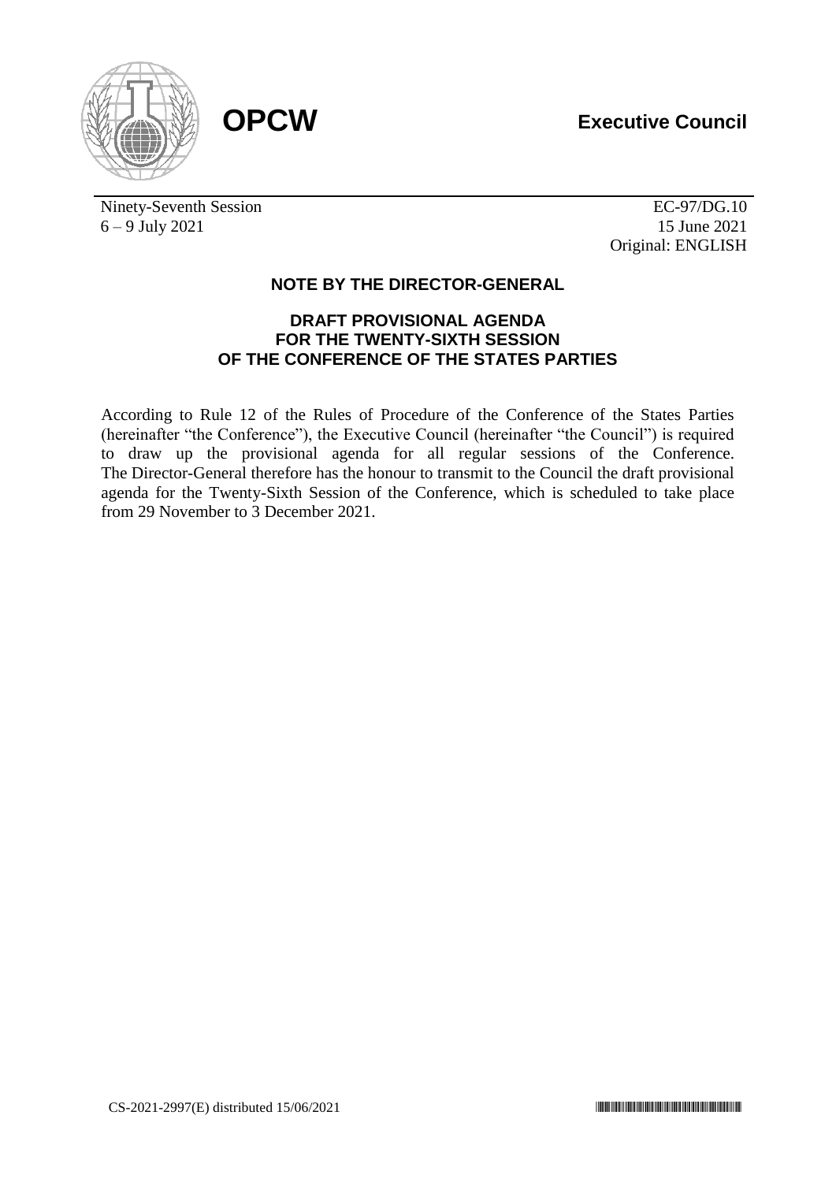**OPCW**

**Executive Council**

Ninety-Seventh Session
6 – 9 July 2021

EC-97/DG.10
15 June 2021
Original: ENGLISH

## NOTE BY THE DIRECTOR-GENERAL

### DRAFT PROVISIONAL AGENDA FOR THE TWENTY-SIXTH SESSION OF THE CONFERENCE OF THE STATES PARTIES

According to Rule 12 of the Rules of Procedure of the Conference of the States Parties (hereinafter "the Conference"), the Executive Council (hereinafter "the Council") is required to draw up the provisional agenda for all regular sessions of the Conference. The Director-General therefore has the honour to transmit to the Council the draft provisional agenda for the Twenty-Sixth Session of the Conference, which is scheduled to take place from 29 November to 3 December 2021.

CS-2021-2997(E) distributed 15/06/2021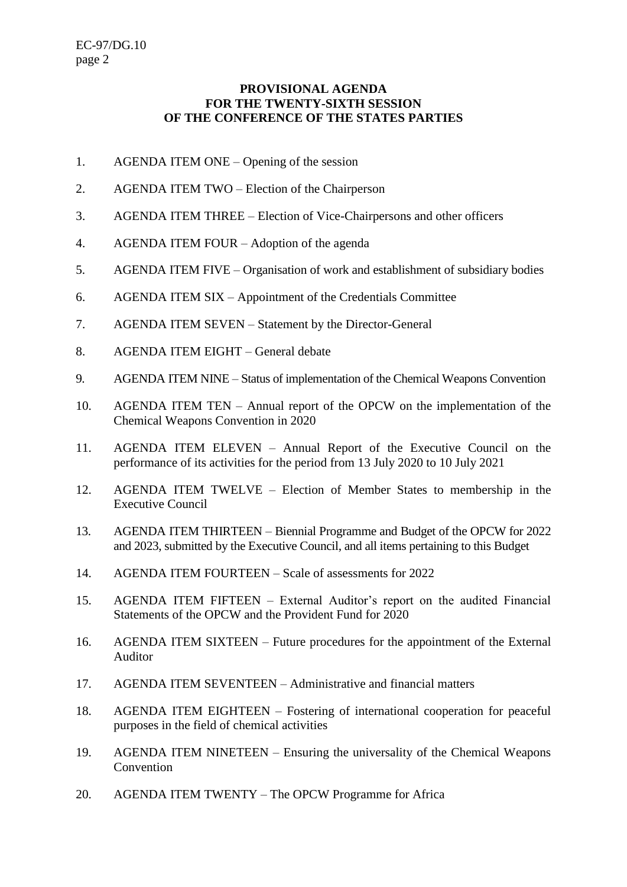**PROVISIONAL AGENDA**
**FOR THE TWENTY-SIXTH SESSION**
**OF THE CONFERENCE OF THE STATES PARTIES**

1. AGENDA ITEM ONE – Opening of the session
2. AGENDA ITEM TWO – Election of the Chairperson
3. AGENDA ITEM THREE – Election of Vice-Chairpersons and other officers
4. AGENDA ITEM FOUR – Adoption of the agenda
5. AGENDA ITEM FIVE – Organisation of work and establishment of subsidiary bodies
6. AGENDA ITEM SIX – Appointment of the Credentials Committee
7. AGENDA ITEM SEVEN – Statement by the Director-General
8. AGENDA ITEM EIGHT – General debate
9. AGENDA ITEM NINE – Status of implementation of the Chemical Weapons Convention
10. AGENDA ITEM TEN – Annual report of the OPCW on the implementation of the Chemical Weapons Convention in 2020
11. AGENDA ITEM ELEVEN – Annual Report of the Executive Council on the performance of its activities for the period from 13 July 2020 to 10 July 2021
12. AGENDA ITEM TWELVE – Election of Member States to membership in the Executive Council
13. AGENDA ITEM THIRTEEN – Biennial Programme and Budget of the OPCW for 2022 and 2023, submitted by the Executive Council, and all items pertaining to this Budget
14. AGENDA ITEM FOURTEEN – Scale of assessments for 2022
15. AGENDA ITEM FIFTEEN – External Auditor's report on the audited Financial Statements of the OPCW and the Provident Fund for 2020
16. AGENDA ITEM SIXTEEN – Future procedures for the appointment of the External Auditor
17. AGENDA ITEM SEVENTEEN – Administrative and financial matters
18. AGENDA ITEM EIGHTEEN – Fostering of international cooperation for peaceful purposes in the field of chemical activities
19. AGENDA ITEM NINETEEN – Ensuring the universality of the Chemical Weapons Convention
20. AGENDA ITEM TWENTY – The OPCW Programme for Africa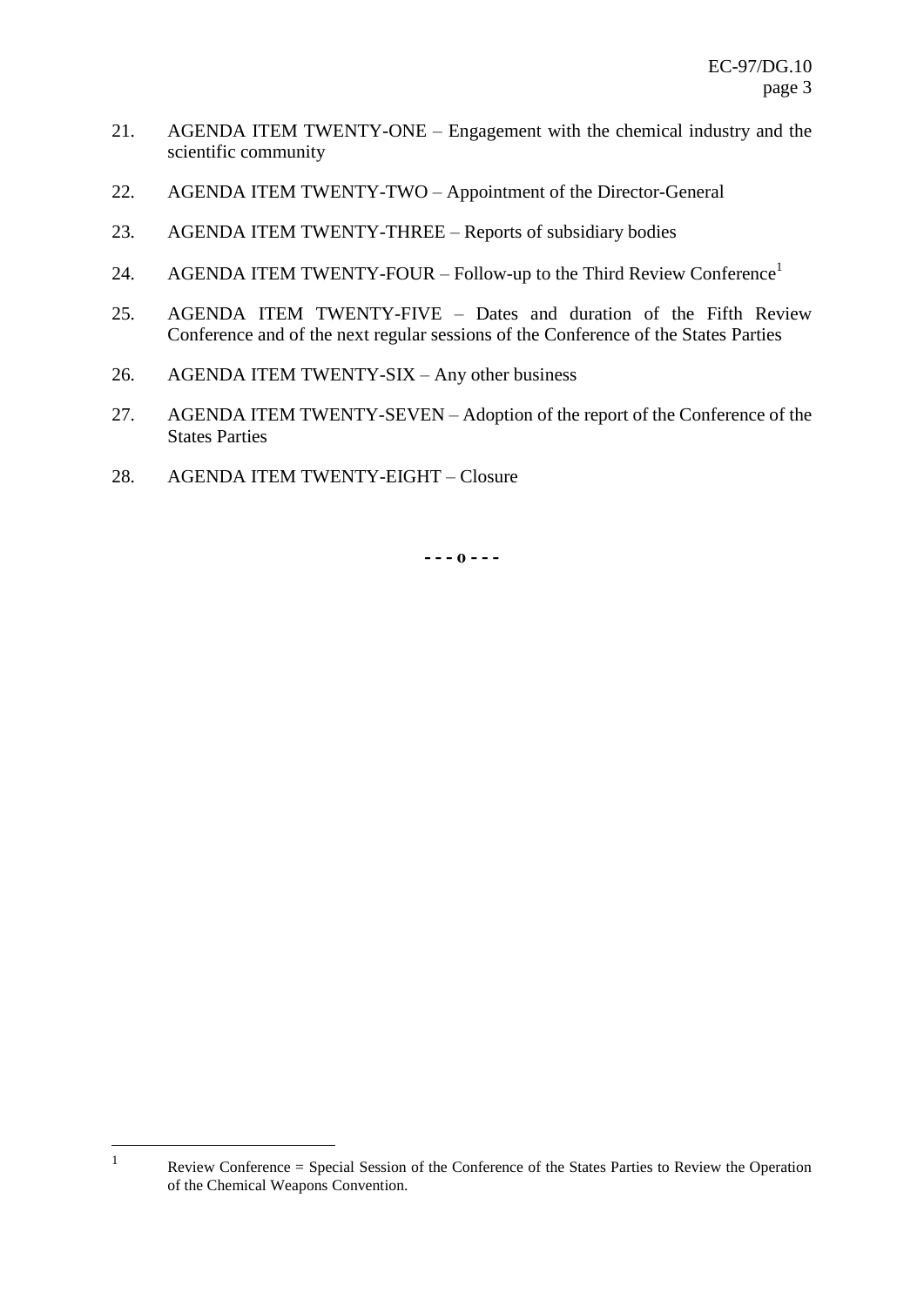21. AGENDA ITEM TWENTY-ONE – Engagement with the chemical industry and the scientific community

22. AGENDA ITEM TWENTY-TWO – Appointment of the Director-General

23. AGENDA ITEM TWENTY-THREE – Reports of subsidiary bodies

24. AGENDA ITEM TWENTY-FOUR – Follow-up to the Third Review Conference[1]

25. AGENDA ITEM TWENTY-FIVE – Dates and duration of the Fifth Review Conference and of the next regular sessions of the Conference of the States Parties

26. AGENDA ITEM TWENTY-SIX – Any other business

27. AGENDA ITEM TWENTY-SEVEN – Adoption of the report of the Conference of the States Parties

28. AGENDA ITEM TWENTY-EIGHT – Closure

- - - o - - -

[1] Review Conference = Special Session of the Conference of the States Parties to Review the Operation of the Chemical Weapons Convention.